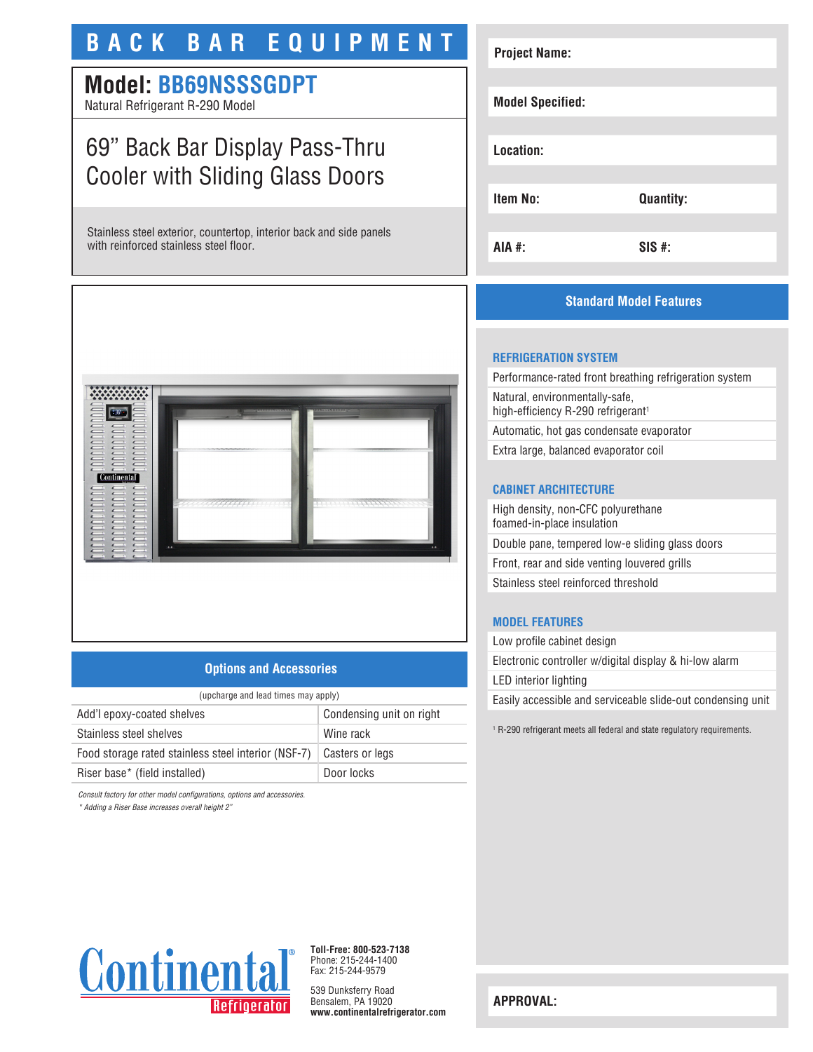# BACK BAR EQUIPMENT

## Model: BB69NSSSGDPT

Natural Refrigerant R-290 Model

## 69" Back Bar Display Pass-Thru Cooler with Sliding Glass Doors

Stainless steel exterior, countertop, interior back and side panels with reinforced stainless steel floor.

| | |
|---|---|
| **Project Name:** | |
| **Model Specified:** | |
| **Location:** | |
| **Item No:** | **Quantity:** |
| **AIA #:** | **SIS #:** |

## Options and Accessories

(upcharge and lead times may apply)

| | |
|---|---|
| Add'l epoxy-coated shelves | Condensing unit on right |
| Stainless steel shelves | Wine rack |
| Food storage rated stainless steel interior (NSF-7) | Casters or legs |
| Riser base* (field installed) | Door locks |

*Consult factory for other model configurations, options and accessories.*

*\* Adding a Riser Base increases overall height 2"*

## Standard Model Features

### REFRIGERATION SYSTEM

- Performance-rated front breathing refrigeration system
- Natural, environmentally-safe, high-efficiency R-290 refrigerant[1]
- Automatic, hot gas condensate evaporator
- Extra large, balanced evaporator coil

### CABINET ARCHITECTURE

- High density, non-CFC polyurethane foamed-in-place insulation
- Double pane, tempered low-e sliding glass doors
- Front, rear and side venting louvered grills
- Stainless steel reinforced threshold

### MODEL FEATURES

- Low profile cabinet design
- Electronic controller w/digital display & hi-low alarm
- LED interior lighting
- Easily accessible and serviceable slide-out condensing unit

[1] R-290 refrigerant meets all federal and state regulatory requirements.

Continental® Refrigerator

**Toll-Free: 800-523-7138**
Phone: 215-244-1400
Fax: 215-244-9579

539 Dunksferry Road
Bensalem, PA 19020
**www.continentalrefrigerator.com**

**APPROVAL:**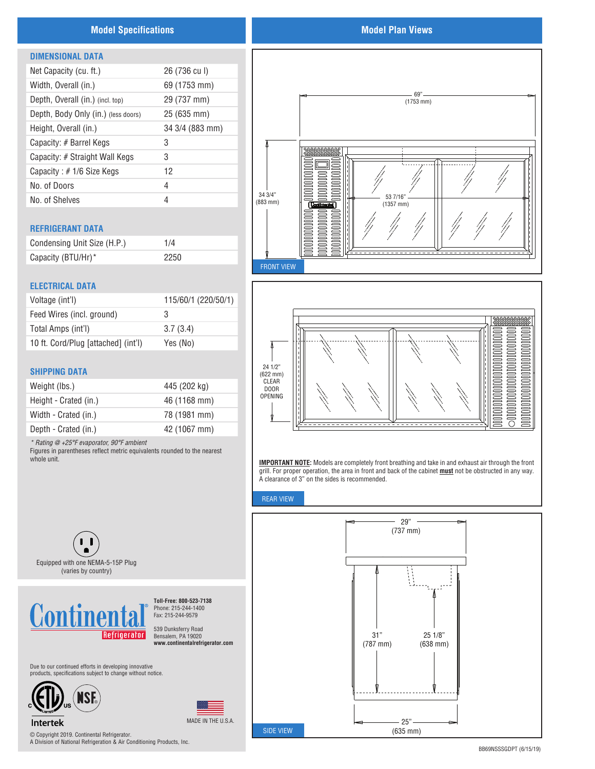## Model Specifications

### DIMENSIONAL DATA

| | |
|---|---|
| Net Capacity (cu. ft.) | 26 (736 cu l) |
| Width, Overall (in.) | 69 (1753 mm) |
| Depth, Overall (in.) (incl. top) | 29 (737 mm) |
| Depth, Body Only (in.) (less doors) | 25 (635 mm) |
| Height, Overall (in.) | 34 3/4 (883 mm) |
| Capacity: # Barrel Kegs | 3 |
| Capacity: # Straight Wall Kegs | 3 |
| Capacity : # 1/6 Size Kegs | 12 |
| No. of Doors | 4 |
| No. of Shelves | 4 |

### REFRIGERANT DATA

| | |
|---|---|
| Condensing Unit Size (H.P.) | 1/4 |
| Capacity (BTU/Hr)* | 2250 |

### ELECTRICAL DATA

| | |
|---|---|
| Voltage (int'l) | 115/60/1 (220/50/1) |
| Feed Wires (incl. ground) | 3 |
| Total Amps (int'l) | 3.7 (3.4) |
| 10 ft. Cord/Plug [attached] (int'l) | Yes (No) |

### SHIPPING DATA

| | |
|---|---|
| Weight (lbs.) | 445 (202 kg) |
| Height - Crated (in.) | 46 (1168 mm) |
| Width - Crated (in.) | 78 (1981 mm) |
| Depth - Crated (in.) | 42 (1067 mm) |

*\* Rating @ +25°F evaporator, 90°F ambient*

Figures in parentheses reflect metric equivalents rounded to the nearest whole unit.

Equipped with one NEMA-5-15P Plug (varies by country)

Continental Refrigerator

**Toll-Free: 800-523-7138**
Phone: 215-244-1400
Fax: 215-244-9579

539 Dunksferry Road
Bensalem, PA 19020
**www.continentalrefrigerator.com**

Due to our continued efforts in developing innovative products, specifications subject to change without notice.

Intertek

MADE IN THE U.S.A.

© Copyright 2019. Continental Refrigerator.
A Division of National Refrigeration & Air Conditioning Products, Inc.

## Model Plan Views

FRONT VIEW

69" (1753 mm)
34 3/4" (883 mm)
53 7/16" (1357 mm)

REAR VIEW

24 1/2" (622 mm) CLEAR DOOR OPENING

**IMPORTANT NOTE:** Models are completely front breathing and take in and exhaust air through the front grill. For proper operation, the area in front and back of the cabinet **must** not be obstructed in any way. A clearance of 3" on the sides is recommended.

SIDE VIEW

29" (737 mm)
31" (787 mm)
25 1/8" (638 mm)
25" (635 mm)

BB69NSSSGDPT (6/15/19)